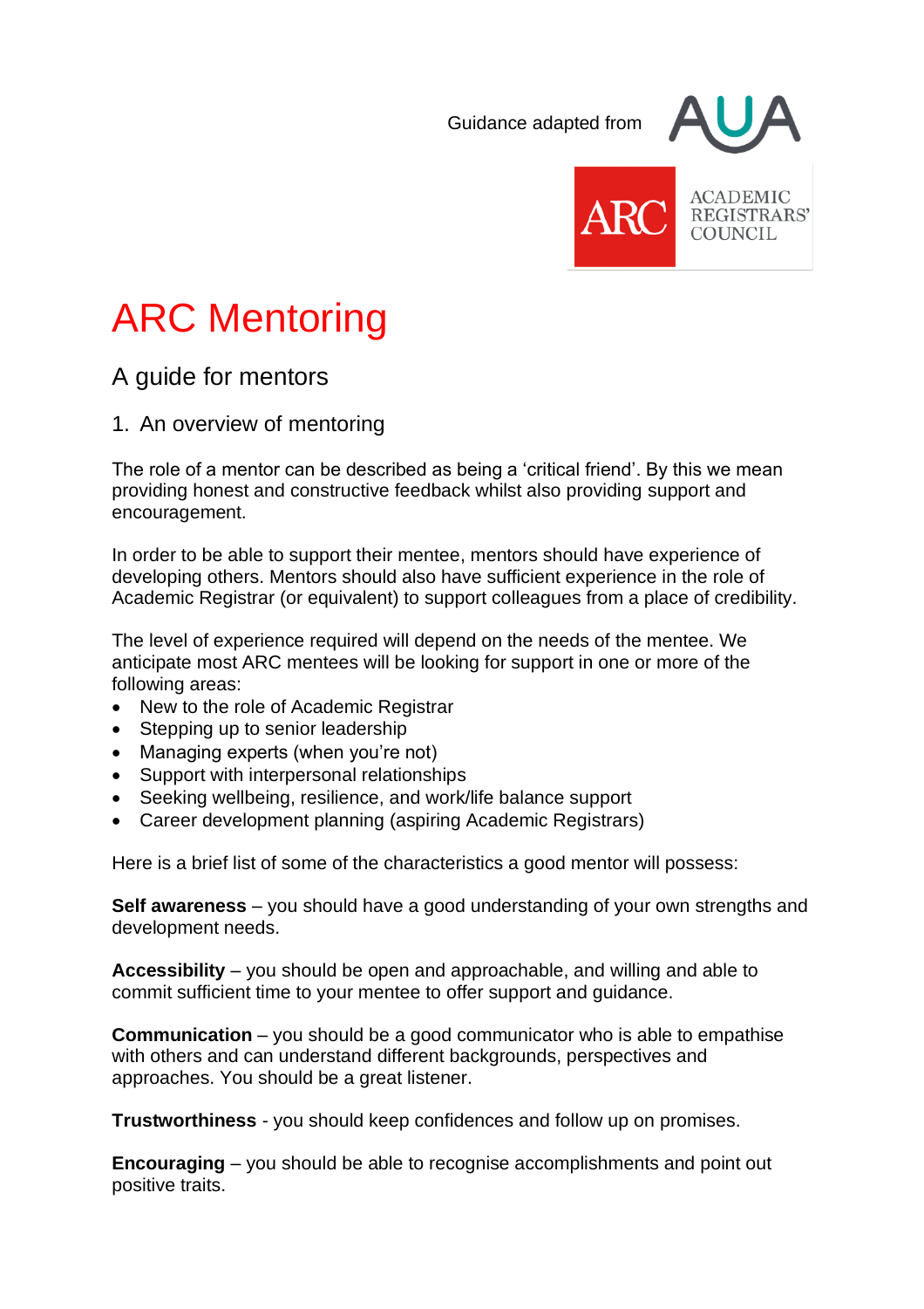Guidance adapted from AUA

ACADEMIC REGISTRARS' COUNCIL

# ARC Mentoring

## A guide for mentors

### 1. An overview of mentoring

The role of a mentor can be described as being a 'critical friend'. By this we mean providing honest and constructive feedback whilst also providing support and encouragement.

In order to be able to support their mentee, mentors should have experience of developing others. Mentors should also have sufficient experience in the role of Academic Registrar (or equivalent) to support colleagues from a place of credibility.

The level of experience required will depend on the needs of the mentee. We anticipate most ARC mentees will be looking for support in one or more of the following areas:

- New to the role of Academic Registrar
- Stepping up to senior leadership
- Managing experts (when you're not)
- Support with interpersonal relationships
- Seeking wellbeing, resilience, and work/life balance support
- Career development planning (aspiring Academic Registrars)

Here is a brief list of some of the characteristics a good mentor will possess:

**Self awareness** – you should have a good understanding of your own strengths and development needs.

**Accessibility** – you should be open and approachable, and willing and able to commit sufficient time to your mentee to offer support and guidance.

**Communication** – you should be a good communicator who is able to empathise with others and can understand different backgrounds, perspectives and approaches. You should be a great listener.

**Trustworthiness** - you should keep confidences and follow up on promises.

**Encouraging** – you should be able to recognise accomplishments and point out positive traits.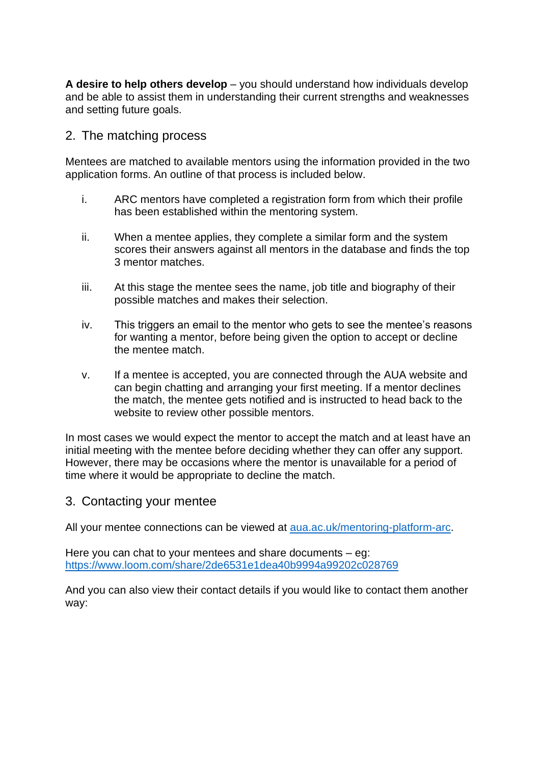**A desire to help others develop** – you should understand how individuals develop and be able to assist them in understanding their current strengths and weaknesses and setting future goals.

## 2. The matching process

Mentees are matched to available mentors using the information provided in the two application forms. An outline of that process is included below.

i. ARC mentors have completed a registration form from which their profile has been established within the mentoring system.

ii. When a mentee applies, they complete a similar form and the system scores their answers against all mentors in the database and finds the top 3 mentor matches.

iii. At this stage the mentee sees the name, job title and biography of their possible matches and makes their selection.

iv. This triggers an email to the mentor who gets to see the mentee's reasons for wanting a mentor, before being given the option to accept or decline the mentee match.

v. If a mentee is accepted, you are connected through the AUA website and can begin chatting and arranging your first meeting. If a mentor declines the match, the mentee gets notified and is instructed to head back to the website to review other possible mentors.

In most cases we would expect the mentor to accept the match and at least have an initial meeting with the mentee before deciding whether they can offer any support. However, there may be occasions where the mentor is unavailable for a period of time where it would be appropriate to decline the match.

## 3. Contacting your mentee

All your mentee connections can be viewed at [aua.ac.uk/mentoring-platform-arc](aua.ac.uk/mentoring-platform-arc).

Here you can chat to your mentees and share documents – eg: [https://www.loom.com/share/2de6531e1dea40b9994a99202c028769](https://www.loom.com/share/2de6531e1dea40b9994a99202c028769)

And you can also view their contact details if you would like to contact them another way: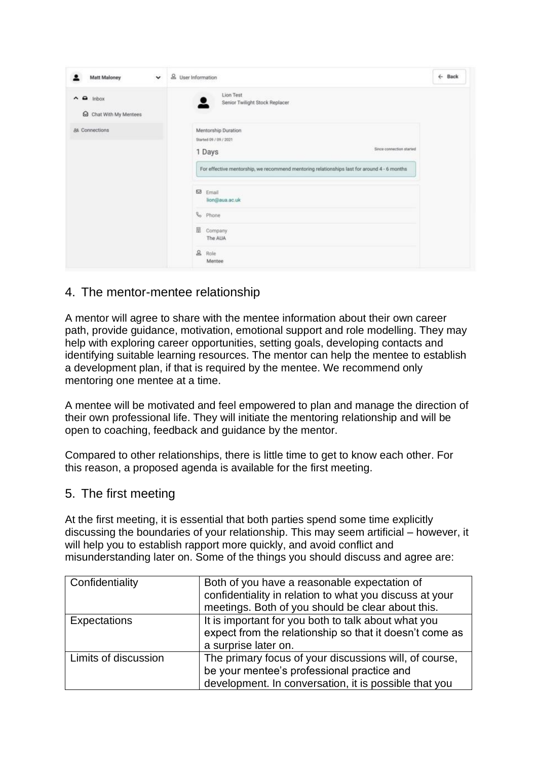## 4. The mentor-mentee relationship

A mentor will agree to share with the mentee information about their own career path, provide guidance, motivation, emotional support and role modelling. They may help with exploring career opportunities, setting goals, developing contacts and identifying suitable learning resources. The mentor can help the mentee to establish a development plan, if that is required by the mentee. We recommend only mentoring one mentee at a time.

A mentee will be motivated and feel empowered to plan and manage the direction of their own professional life. They will initiate the mentoring relationship and will be open to coaching, feedback and guidance by the mentor.

Compared to other relationships, there is little time to get to know each other. For this reason, a proposed agenda is available for the first meeting.

## 5. The first meeting

At the first meeting, it is essential that both parties spend some time explicitly discussing the boundaries of your relationship. This may seem artificial – however, it will help you to establish rapport more quickly, and avoid conflict and misunderstanding later on. Some of the things you should discuss and agree are:

| | |
|---|---|
| Confidentiality | Both of you have a reasonable expectation of confidentiality in relation to what you discuss at your meetings. Both of you should be clear about this. |
| Expectations | It is important for you both to talk about what you expect from the relationship so that it doesn't come as a surprise later on. |
| Limits of discussion | The primary focus of your discussions will, of course, be your mentee's professional practice and development. In conversation, it is possible that you |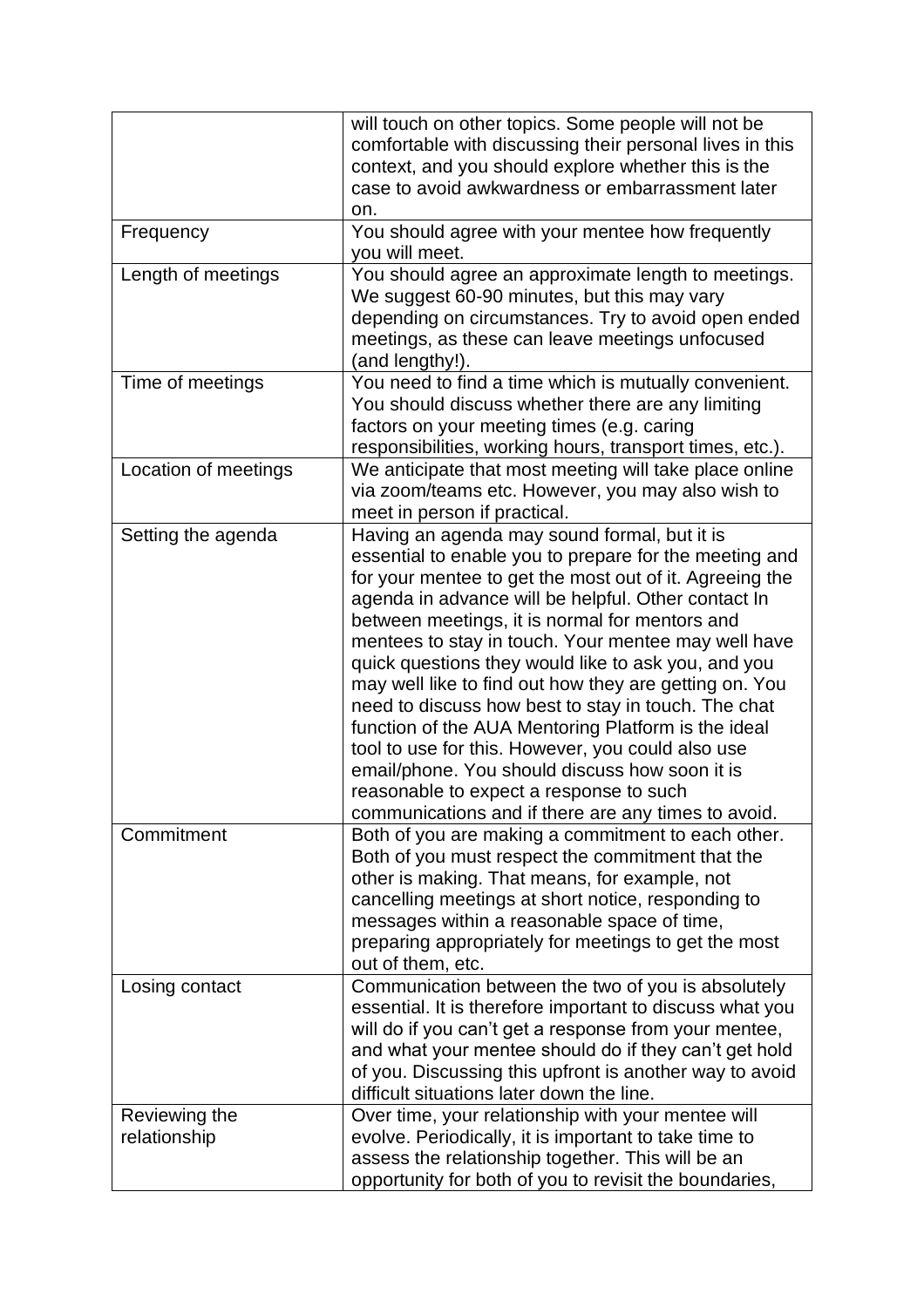| | |
|---|---|
| | will touch on other topics. Some people will not be comfortable with discussing their personal lives in this context, and you should explore whether this is the case to avoid awkwardness or embarrassment later on. |
| Frequency | You should agree with your mentee how frequently you will meet. |
| Length of meetings | You should agree an approximate length to meetings. We suggest 60-90 minutes, but this may vary depending on circumstances. Try to avoid open ended meetings, as these can leave meetings unfocused (and lengthy!). |
| Time of meetings | You need to find a time which is mutually convenient. You should discuss whether there are any limiting factors on your meeting times (e.g. caring responsibilities, working hours, transport times, etc.). |
| Location of meetings | We anticipate that most meeting will take place online via zoom/teams etc. However, you may also wish to meet in person if practical. |
| Setting the agenda | Having an agenda may sound formal, but it is essential to enable you to prepare for the meeting and for your mentee to get the most out of it. Agreeing the agenda in advance will be helpful. Other contact In between meetings, it is normal for mentors and mentees to stay in touch. Your mentee may well have quick questions they would like to ask you, and you may well like to find out how they are getting on. You need to discuss how best to stay in touch. The chat function of the AUA Mentoring Platform is the ideal tool to use for this. However, you could also use email/phone. You should discuss how soon it is reasonable to expect a response to such communications and if there are any times to avoid. |
| Commitment | Both of you are making a commitment to each other. Both of you must respect the commitment that the other is making. That means, for example, not cancelling meetings at short notice, responding to messages within a reasonable space of time, preparing appropriately for meetings to get the most out of them, etc. |
| Losing contact | Communication between the two of you is absolutely essential. It is therefore important to discuss what you will do if you can't get a response from your mentee, and what your mentee should do if they can't get hold of you. Discussing this upfront is another way to avoid difficult situations later down the line. |
| Reviewing the relationship | Over time, your relationship with your mentee will evolve. Periodically, it is important to take time to assess the relationship together. This will be an opportunity for both of you to revisit the boundaries, |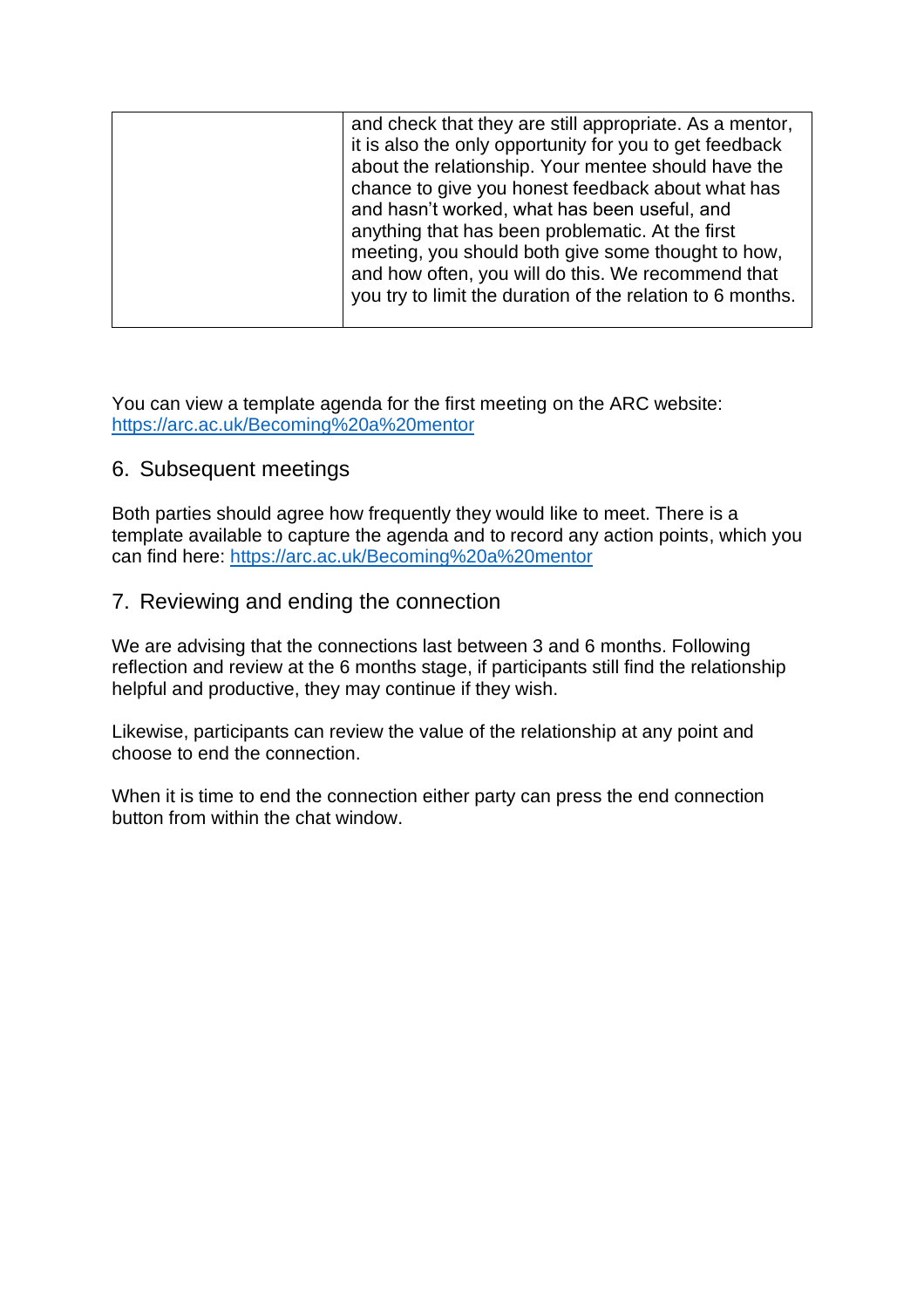| | and check that they are still appropriate. As a mentor, it is also the only opportunity for you to get feedback about the relationship. Your mentee should have the chance to give you honest feedback about what has and hasn't worked, what has been useful, and anything that has been problematic. At the first meeting, you should both give some thought to how, and how often, you will do this. We recommend that you try to limit the duration of the relation to 6 months. |
|---|---|

You can view a template agenda for the first meeting on the ARC website: https://arc.ac.uk/Becoming%20a%20mentor

## 6. Subsequent meetings

Both parties should agree how frequently they would like to meet. There is a template available to capture the agenda and to record any action points, which you can find here: https://arc.ac.uk/Becoming%20a%20mentor

## 7. Reviewing and ending the connection

We are advising that the connections last between 3 and 6 months. Following reflection and review at the 6 months stage, if participants still find the relationship helpful and productive, they may continue if they wish.

Likewise, participants can review the value of the relationship at any point and choose to end the connection.

When it is time to end the connection either party can press the end connection button from within the chat window.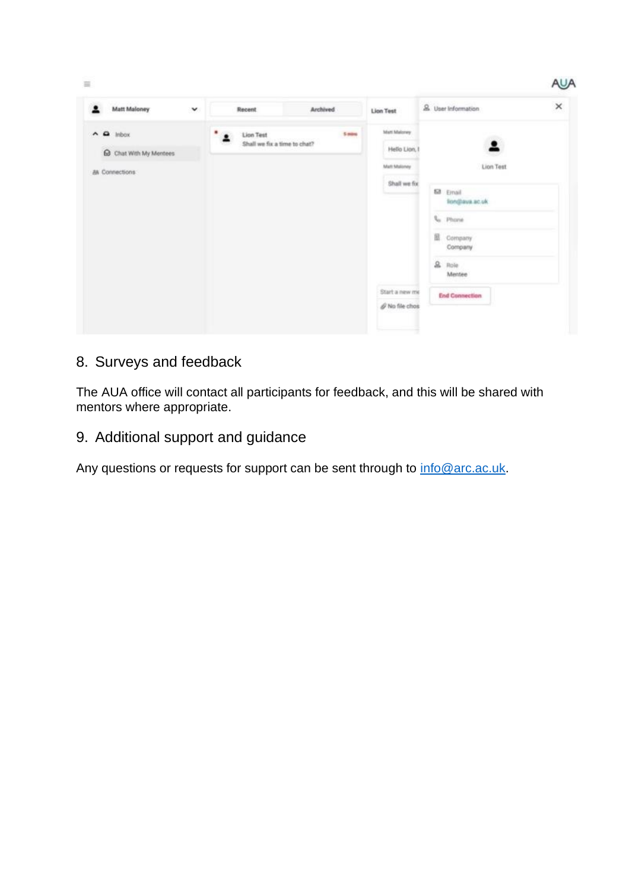## 8. Surveys and feedback

The AUA office will contact all participants for feedback, and this will be shared with mentors where appropriate.

## 9. Additional support and guidance

Any questions or requests for support can be sent through to [info@arc.ac.uk](mailto:info@arc.ac.uk).